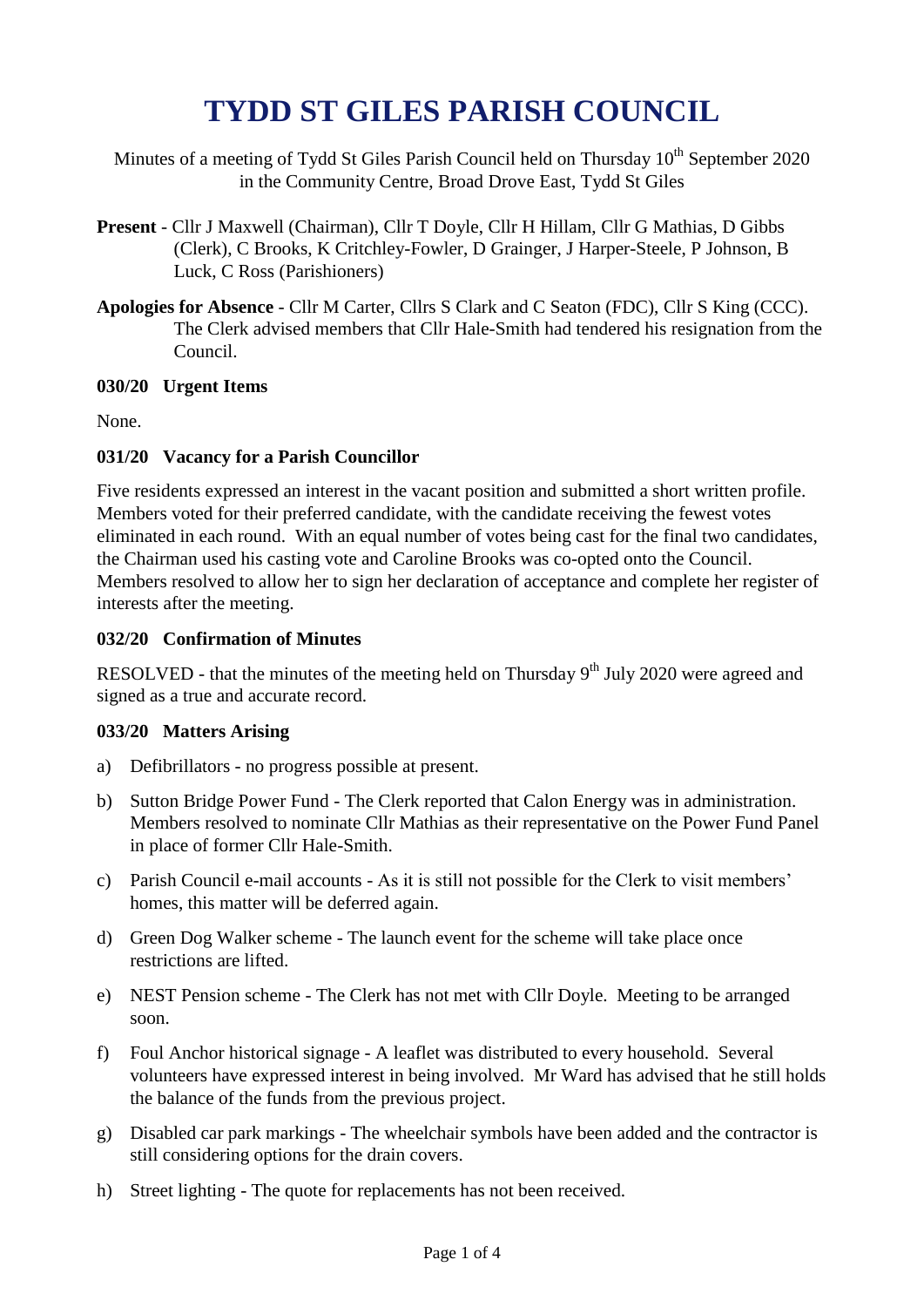# TYDD ST GILES PARISH COUNCIL

Minutes of a meeting of Tydd St Giles Parish Council held on Thursday 10th September 2020 in the Community Centre, Broad Drove East, Tydd St Giles

**Present** - Cllr J Maxwell (Chairman), Cllr T Doyle, Cllr H Hillam, Cllr G Mathias, D Gibbs (Clerk), C Brooks, K Critchley-Fowler, D Grainger, J Harper-Steele, P Johnson, B Luck, C Ross (Parishioners)

**Apologies for Absence** - Cllr M Carter, Cllrs S Clark and C Seaton (FDC), Cllr S King (CCC). The Clerk advised members that Cllr Hale-Smith had tendered his resignation from the Council.

### 030/20 Urgent Items

None.

### 031/20 Vacancy for a Parish Councillor

Five residents expressed an interest in the vacant position and submitted a short written profile. Members voted for their preferred candidate, with the candidate receiving the fewest votes eliminated in each round. With an equal number of votes being cast for the final two candidates, the Chairman used his casting vote and Caroline Brooks was co-opted onto the Council. Members resolved to allow her to sign her declaration of acceptance and complete her register of interests after the meeting.

### 032/20 Confirmation of Minutes

RESOLVED - that the minutes of the meeting held on Thursday 9th July 2020 were agreed and signed as a true and accurate record.

### 033/20 Matters Arising

a) Defibrillators - no progress possible at present.

b) Sutton Bridge Power Fund - The Clerk reported that Calon Energy was in administration. Members resolved to nominate Cllr Mathias as their representative on the Power Fund Panel in place of former Cllr Hale-Smith.

c) Parish Council e-mail accounts - As it is still not possible for the Clerk to visit members' homes, this matter will be deferred again.

d) Green Dog Walker scheme - The launch event for the scheme will take place once restrictions are lifted.

e) NEST Pension scheme - The Clerk has not met with Cllr Doyle. Meeting to be arranged soon.

f) Foul Anchor historical signage - A leaflet was distributed to every household. Several volunteers have expressed interest in being involved. Mr Ward has advised that he still holds the balance of the funds from the previous project.

g) Disabled car park markings - The wheelchair symbols have been added and the contractor is still considering options for the drain covers.

h) Street lighting - The quote for replacements has not been received.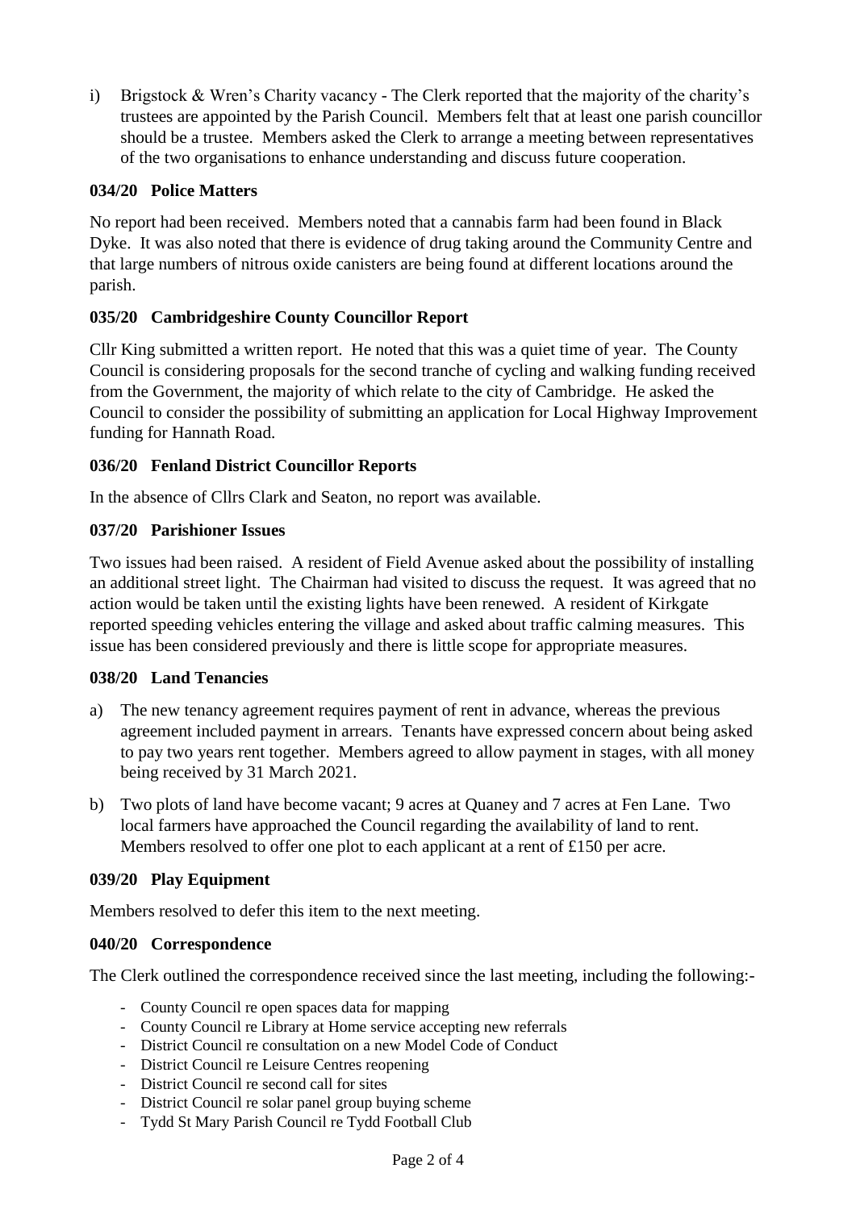i) Brigstock & Wren's Charity vacancy - The Clerk reported that the majority of the charity's trustees are appointed by the Parish Council. Members felt that at least one parish councillor should be a trustee. Members asked the Clerk to arrange a meeting between representatives of the two organisations to enhance understanding and discuss future cooperation.

### 034/20 Police Matters

No report had been received. Members noted that a cannabis farm had been found in Black Dyke. It was also noted that there is evidence of drug taking around the Community Centre and that large numbers of nitrous oxide canisters are being found at different locations around the parish.

### 035/20 Cambridgeshire County Councillor Report

Cllr King submitted a written report. He noted that this was a quiet time of year. The County Council is considering proposals for the second tranche of cycling and walking funding received from the Government, the majority of which relate to the city of Cambridge. He asked the Council to consider the possibility of submitting an application for Local Highway Improvement funding for Hannath Road.

### 036/20 Fenland District Councillor Reports

In the absence of Cllrs Clark and Seaton, no report was available.

### 037/20 Parishioner Issues

Two issues had been raised. A resident of Field Avenue asked about the possibility of installing an additional street light. The Chairman had visited to discuss the request. It was agreed that no action would be taken until the existing lights have been renewed. A resident of Kirkgate reported speeding vehicles entering the village and asked about traffic calming measures. This issue has been considered previously and there is little scope for appropriate measures.

### 038/20 Land Tenancies

a) The new tenancy agreement requires payment of rent in advance, whereas the previous agreement included payment in arrears. Tenants have expressed concern about being asked to pay two years rent together. Members agreed to allow payment in stages, with all money being received by 31 March 2021.

b) Two plots of land have become vacant; 9 acres at Quaney and 7 acres at Fen Lane. Two local farmers have approached the Council regarding the availability of land to rent. Members resolved to offer one plot to each applicant at a rent of £150 per acre.

### 039/20 Play Equipment

Members resolved to defer this item to the next meeting.

### 040/20 Correspondence

The Clerk outlined the correspondence received since the last meeting, including the following:-

- County Council re open spaces data for mapping
- County Council re Library at Home service accepting new referrals
- District Council re consultation on a new Model Code of Conduct
- District Council re Leisure Centres reopening
- District Council re second call for sites
- District Council re solar panel group buying scheme
- Tydd St Mary Parish Council re Tydd Football Club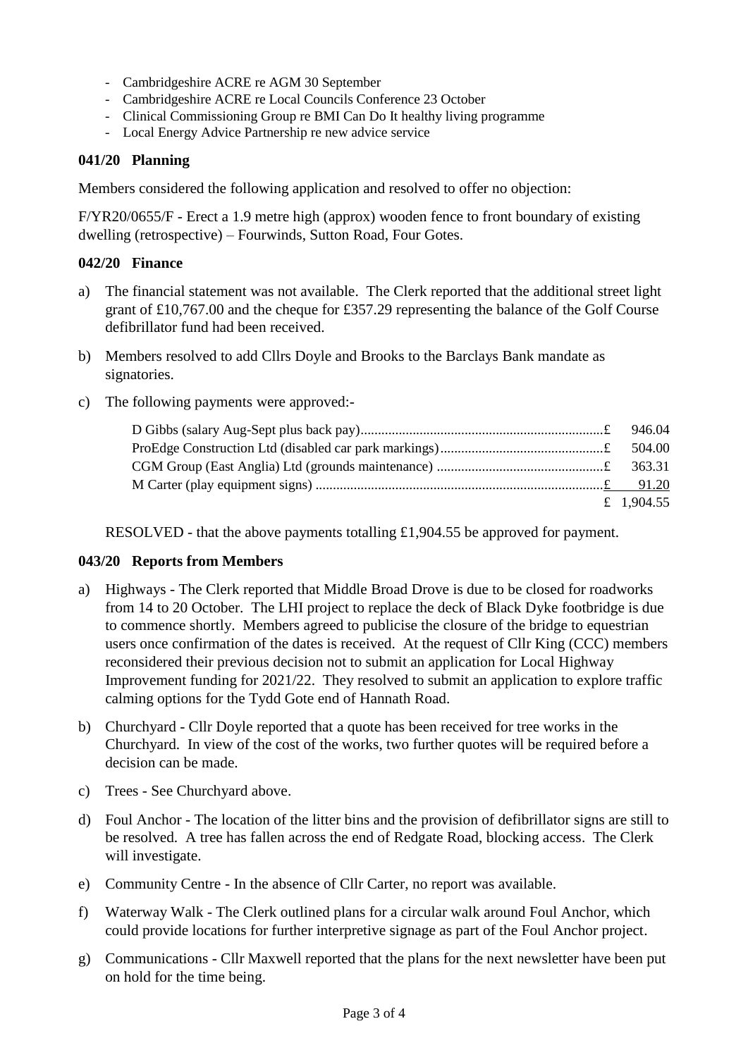- Cambridgeshire ACRE re AGM 30 September
- Cambridgeshire ACRE re Local Councils Conference 23 October
- Clinical Commissioning Group re BMI Can Do It healthy living programme
- Local Energy Advice Partnership re new advice service

### 041/20 Planning

Members considered the following application and resolved to offer no objection:

F/YR20/0655/F - Erect a 1.9 metre high (approx) wooden fence to front boundary of existing dwelling (retrospective) – Fourwinds, Sutton Road, Four Gotes.

### 042/20 Finance

a) The financial statement was not available. The Clerk reported that the additional street light grant of £10,767.00 and the cheque for £357.29 representing the balance of the Golf Course defibrillator fund had been received.

b) Members resolved to add Cllrs Doyle and Brooks to the Barclays Bank mandate as signatories.

c) The following payments were approved:-

| | | |
|---|---|---|
| D Gibbs (salary Aug-Sept plus back pay) | £ | 946.04 |
| ProEdge Construction Ltd (disabled car park markings) | £ | 504.00 |
| CGM Group (East Anglia) Ltd (grounds maintenance) | £ | 363.31 |
| M Carter (play equipment signs) | £ | 91.20 |
| | £ | 1,904.55 |

RESOLVED - that the above payments totalling £1,904.55 be approved for payment.

### 043/20 Reports from Members

a) Highways - The Clerk reported that Middle Broad Drove is due to be closed for roadworks from 14 to 20 October. The LHI project to replace the deck of Black Dyke footbridge is due to commence shortly. Members agreed to publicise the closure of the bridge to equestrian users once confirmation of the dates is received. At the request of Cllr King (CCC) members reconsidered their previous decision not to submit an application for Local Highway Improvement funding for 2021/22. They resolved to submit an application to explore traffic calming options for the Tydd Gote end of Hannath Road.

b) Churchyard - Cllr Doyle reported that a quote has been received for tree works in the Churchyard. In view of the cost of the works, two further quotes will be required before a decision can be made.

c) Trees - See Churchyard above.

d) Foul Anchor - The location of the litter bins and the provision of defibrillator signs are still to be resolved. A tree has fallen across the end of Redgate Road, blocking access. The Clerk will investigate.

e) Community Centre - In the absence of Cllr Carter, no report was available.

f) Waterway Walk - The Clerk outlined plans for a circular walk around Foul Anchor, which could provide locations for further interpretive signage as part of the Foul Anchor project.

g) Communications - Cllr Maxwell reported that the plans for the next newsletter have been put on hold for the time being.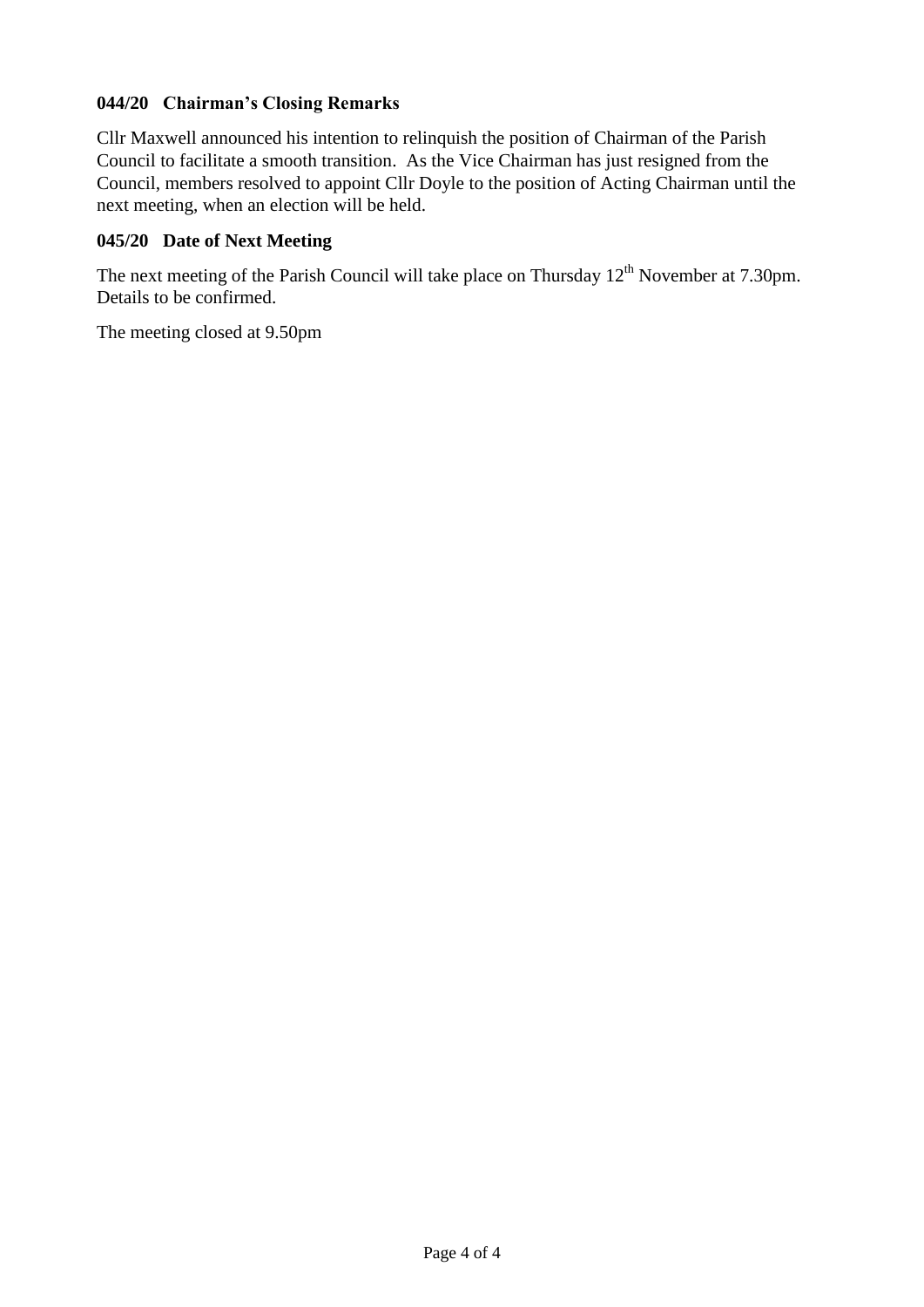### 044/20 Chairman's Closing Remarks

Cllr Maxwell announced his intention to relinquish the position of Chairman of the Parish Council to facilitate a smooth transition. As the Vice Chairman has just resigned from the Council, members resolved to appoint Cllr Doyle to the position of Acting Chairman until the next meeting, when an election will be held.

### 045/20 Date of Next Meeting

The next meeting of the Parish Council will take place on Thursday 12th November at 7.30pm. Details to be confirmed.

The meeting closed at 9.50pm